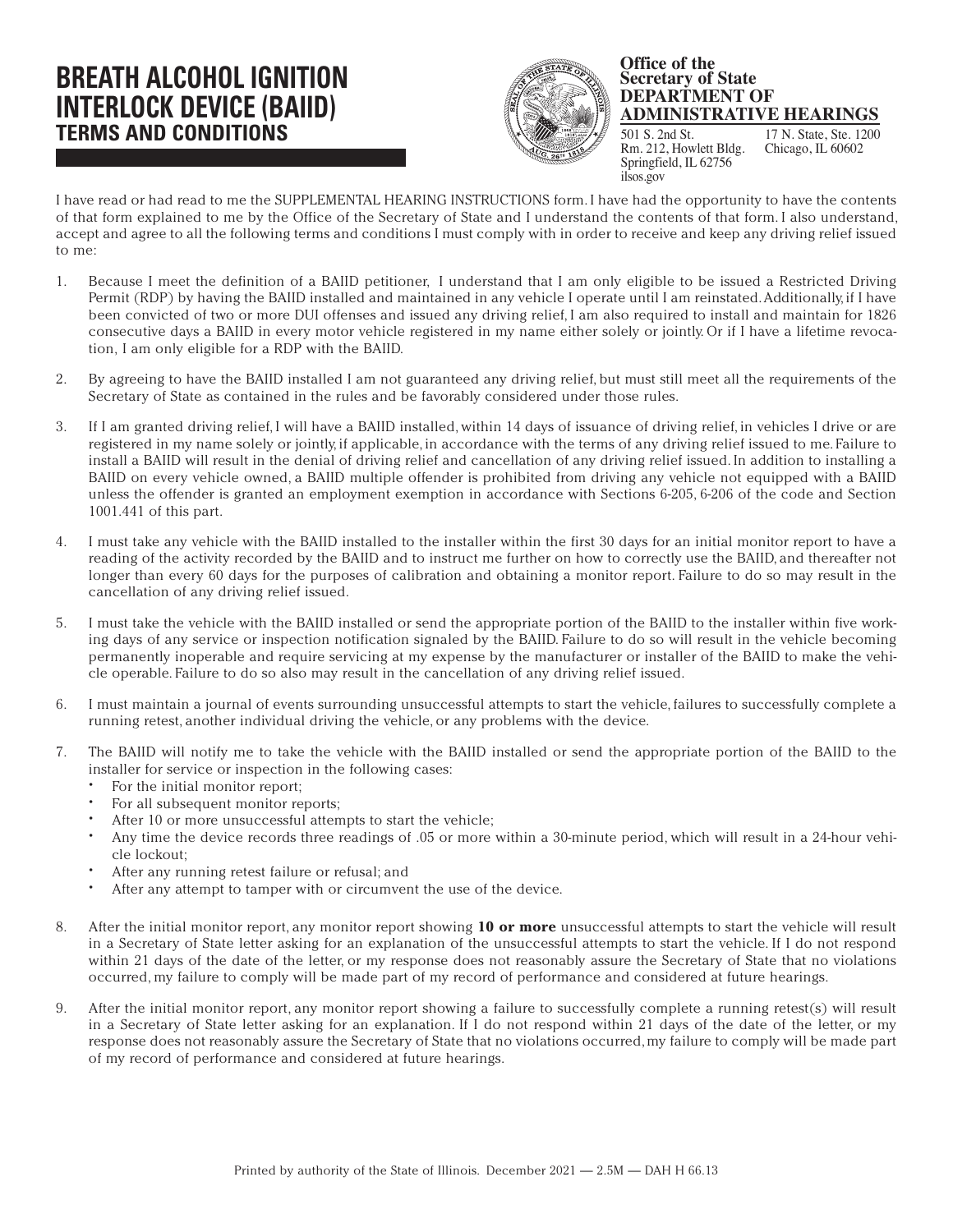# BREATH ALCOHOL IGNITION INTERLOCK DEVICE (BAIID)
## TERMS AND CONDITIONS

**Office of the Secretary of State**
**DEPARTMENT OF ADMINISTRATIVE HEARINGS**

501 S. 2nd St.
Rm. 212, Howlett Bldg.
Springfield, IL 62756
ilsos.gov

17 N. State, Ste. 1200
Chicago, IL 60602

I have read or had read to me the SUPPLEMENTAL HEARING INSTRUCTIONS form. I have had the opportunity to have the contents of that form explained to me by the Office of the Secretary of State and I understand the contents of that form. I also understand, accept and agree to all the following terms and conditions I must comply with in order to receive and keep any driving relief issued to me:

1. Because I meet the definition of a BAIID petitioner, I understand that I am only eligible to be issued a Restricted Driving Permit (RDP) by having the BAIID installed and maintained in any vehicle I operate until I am reinstated. Additionally, if I have been convicted of two or more DUI offenses and issued any driving relief, I am also required to install and maintain for 1826 consecutive days a BAIID in every motor vehicle registered in my name either solely or jointly. Or if I have a lifetime revocation, I am only eligible for a RDP with the BAIID.

2. By agreeing to have the BAIID installed I am not guaranteed any driving relief, but must still meet all the requirements of the Secretary of State as contained in the rules and be favorably considered under those rules.

3. If I am granted driving relief, I will have a BAIID installed, within 14 days of issuance of driving relief, in vehicles I drive or are registered in my name solely or jointly, if applicable, in accordance with the terms of any driving relief issued to me. Failure to install a BAIID will result in the denial of driving relief and cancellation of any driving relief issued. In addition to installing a BAIID on every vehicle owned, a BAIID multiple offender is prohibited from driving any vehicle not equipped with a BAIID unless the offender is granted an employment exemption in accordance with Sections 6-205, 6-206 of the code and Section 1001.441 of this part.

4. I must take any vehicle with the BAIID installed to the installer within the first 30 days for an initial monitor report to have a reading of the activity recorded by the BAIID and to instruct me further on how to correctly use the BAIID, and thereafter not longer than every 60 days for the purposes of calibration and obtaining a monitor report. Failure to do so may result in the cancellation of any driving relief issued.

5. I must take the vehicle with the BAIID installed or send the appropriate portion of the BAIID to the installer within five working days of any service or inspection notification signaled by the BAIID. Failure to do so will result in the vehicle becoming permanently inoperable and require servicing at my expense by the manufacturer or installer of the BAIID to make the vehicle operable. Failure to do so also may result in the cancellation of any driving relief issued.

6. I must maintain a journal of events surrounding unsuccessful attempts to start the vehicle, failures to successfully complete a running retest, another individual driving the vehicle, or any problems with the device.

7. The BAIID will notify me to take the vehicle with the BAIID installed or send the appropriate portion of the BAIID to the installer for service or inspection in the following cases:
   - For the initial monitor report;
   - For all subsequent monitor reports;
   - After 10 or more unsuccessful attempts to start the vehicle;
   - Any time the device records three readings of .05 or more within a 30-minute period, which will result in a 24-hour vehicle lockout;
   - After any running retest failure or refusal; and
   - After any attempt to tamper with or circumvent the use of the device.

8. After the initial monitor report, any monitor report showing **10 or more** unsuccessful attempts to start the vehicle will result in a Secretary of State letter asking for an explanation of the unsuccessful attempts to start the vehicle. If I do not respond within 21 days of the date of the letter, or my response does not reasonably assure the Secretary of State that no violations occurred, my failure to comply will be made part of my record of performance and considered at future hearings.

9. After the initial monitor report, any monitor report showing a failure to successfully complete a running retest(s) will result in a Secretary of State letter asking for an explanation. If I do not respond within 21 days of the date of the letter, or my response does not reasonably assure the Secretary of State that no violations occurred, my failure to comply will be made part of my record of performance and considered at future hearings.

Printed by authority of the State of Illinois. December 2021 — 2.5M — DAH H 66.13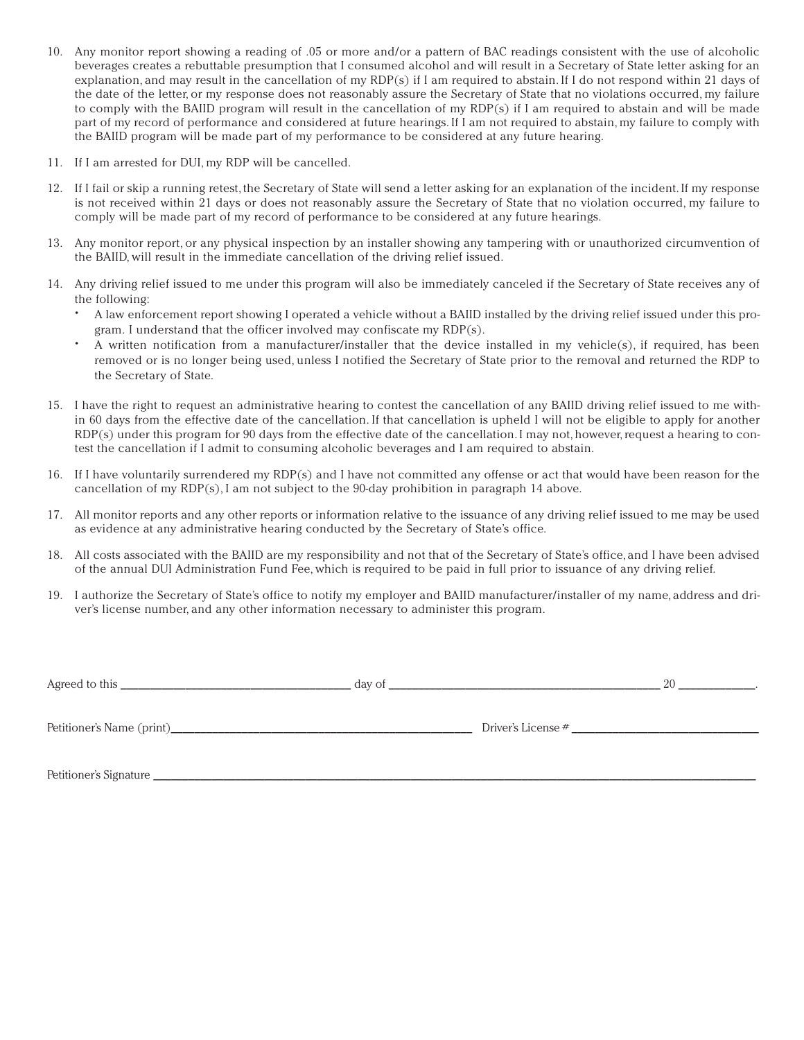10. Any monitor report showing a reading of .05 or more and/or a pattern of BAC readings consistent with the use of alcoholic beverages creates a rebuttable presumption that I consumed alcohol and will result in a Secretary of State letter asking for an explanation, and may result in the cancellation of my RDP(s) if I am required to abstain. If I do not respond within 21 days of the date of the letter, or my response does not reasonably assure the Secretary of State that no violations occurred, my failure to comply with the BAIID program will result in the cancellation of my RDP(s) if I am required to abstain and will be made part of my record of performance and considered at future hearings. If I am not required to abstain, my failure to comply with the BAIID program will be made part of my performance to be considered at any future hearing.

11. If I am arrested for DUI, my RDP will be cancelled.

12. If I fail or skip a running retest, the Secretary of State will send a letter asking for an explanation of the incident. If my response is not received within 21 days or does not reasonably assure the Secretary of State that no violation occurred, my failure to comply will be made part of my record of performance to be considered at any future hearings.

13. Any monitor report, or any physical inspection by an installer showing any tampering with or unauthorized circumvention of the BAIID, will result in the immediate cancellation of the driving relief issued.

14. Any driving relief issued to me under this program will also be immediately canceled if the Secretary of State receives any of the following:
    - A law enforcement report showing I operated a vehicle without a BAIID installed by the driving relief issued under this program. I understand that the officer involved may confiscate my RDP(s).
    - A written notification from a manufacturer/installer that the device installed in my vehicle(s), if required, has been removed or is no longer being used, unless I notified the Secretary of State prior to the removal and returned the RDP to the Secretary of State.

15. I have the right to request an administrative hearing to contest the cancellation of any BAIID driving relief issued to me within 60 days from the effective date of the cancellation. If that cancellation is upheld I will not be eligible to apply for another RDP(s) under this program for 90 days from the effective date of the cancellation. I may not, however, request a hearing to contest the cancellation if I admit to consuming alcoholic beverages and I am required to abstain.

16. If I have voluntarily surrendered my RDP(s) and I have not committed any offense or act that would have been reason for the cancellation of my RDP(s), I am not subject to the 90-day prohibition in paragraph 14 above.

17. All monitor reports and any other reports or information relative to the issuance of any driving relief issued to me may be used as evidence at any administrative hearing conducted by the Secretary of State's office.

18. All costs associated with the BAIID are my responsibility and not that of the Secretary of State's office, and I have been advised of the annual DUI Administration Fund Fee, which is required to be paid in full prior to issuance of any driving relief.

19. I authorize the Secretary of State's office to notify my employer and BAIID manufacturer/installer of my name, address and driver's license number, and any other information necessary to administer this program.

Agreed to this ______________________ day of __________________________ 20 ________.

Petitioner's Name (print)______________________________ Driver's License # ____________________

Petitioner's Signature ______________________________________________________________